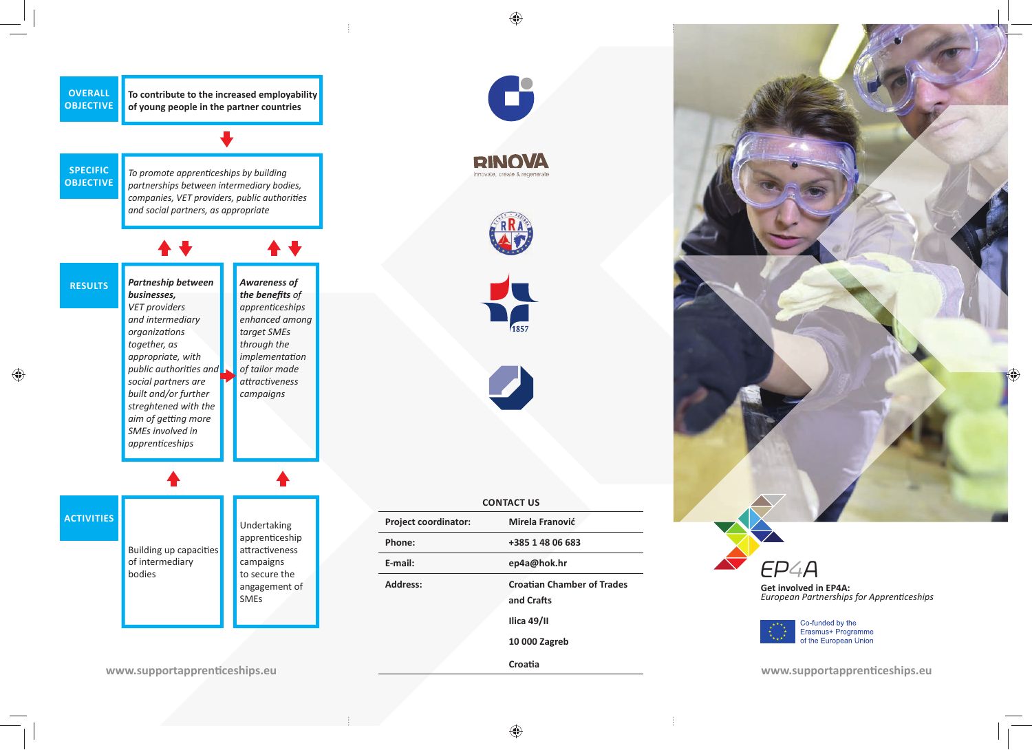**OVERALL OBJECTIVE**

To contribute to the increased employability of young people in the partner countries

**SPECIFIC OBJECTIVE**

*To promote apprenticeships by building partnerships between intermediary bodies, companies, VET providers, public authorities and social partners, as appropriate*

**RESULTS**

***Partnership between businesses,*** *VET providers and intermediary organizations together, as appropriate, with public authorities and social partners are built and/or further streghtened with the aim of getting more SMEs involved in apprenticeships*

***Awareness of the benefits*** *of apprenticeships enhanced among target SMEs through the implementation of tailor made attractiveness campaigns*

**ACTIVITIES**

Building up capacities of intermediary bodies

Undertaking apprenticeship attractiveness campaigns to secure the angagement of SMEs

www.supportapprenticeships.eu

RINOVA
innovate, create & regenerate

1857

## CONTACT US

| | |
|---|---|
| Project coordinator: | Mirela Franović |
| Phone: | +385 1 48 06 683 |
| E-mail: | ep4a@hok.hr |
| Address: | Croatian Chamber of Trades and Crafts<br>Ilica 49/II<br>10 000 Zagreb<br>Croatia |

# EP4A

**Get involved in EP4A:**
*European Partnerships for Apprenticeships*

Co-funded by the Erasmus+ Programme of the European Union

www.supportapprenticeships.eu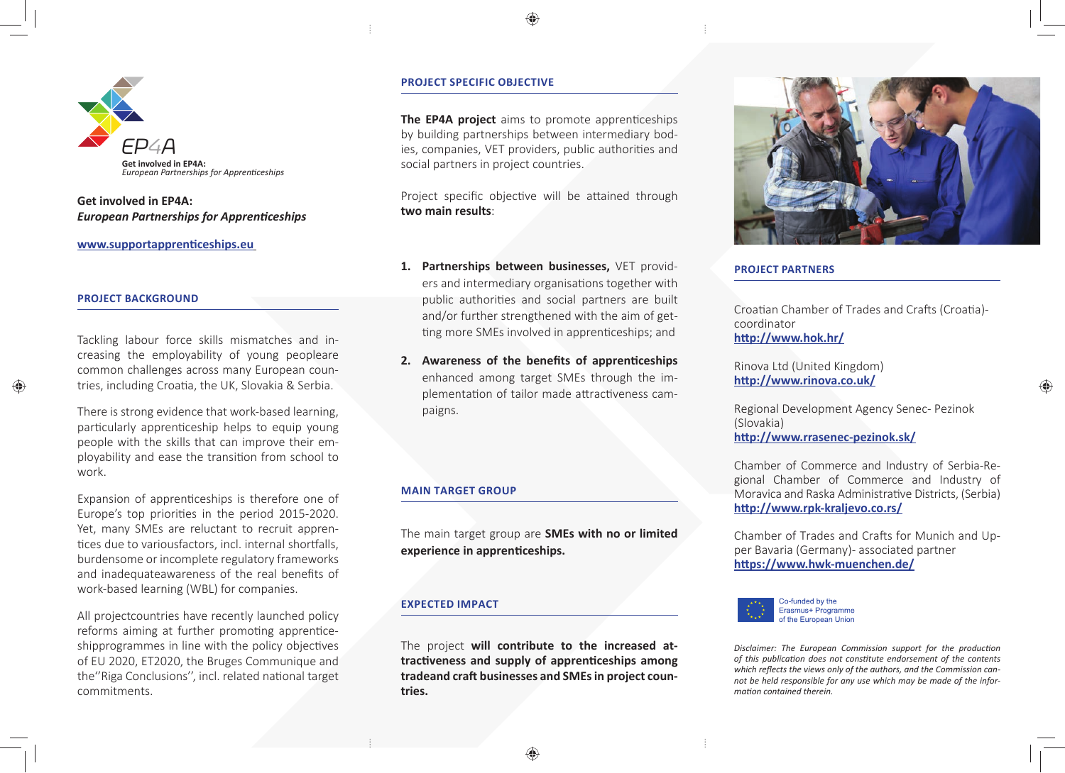EP4A

**Get involved in EP4A:**
*European Partnerships for Apprenticeships*

**Get involved in EP4A:**
***European Partnerships for Apprenticeships***

**[www.supportapprenticeships.eu](www.supportapprenticeships.eu)**

## PROJECT BACKGROUND

Tackling labour force skills mismatches and increasing the employability of young peopleare common challenges across many European countries, including Croatia, the UK, Slovakia & Serbia.

There is strong evidence that work-based learning, particularly apprenticeship helps to equip young people with the skills that can improve their employability and ease the transition from school to work.

Expansion of apprenticeships is therefore one of Europe's top priorities in the period 2015-2020. Yet, many SMEs are reluctant to recruit apprentices due to variousfactors, incl. internal shortfalls, burdensome or incomplete regulatory frameworks and inadequateawareness of the real benefits of work-based learning (WBL) for companies.

All projectcountries have recently launched policy reforms aiming at further promoting apprenticeshipprogrammes in line with the policy objectives of EU 2020, ET2020, the Bruges Communique and the''Riga Conclusions'', incl. related national target commitments.

## PROJECT SPECIFIC OBJECTIVE

**The EP4A project** aims to promote apprenticeships by building partnerships between intermediary bodies, companies, VET providers, public authorities and social partners in project countries.

Project specific objective will be attained through **two main results**:

1. **Partnerships between businesses,** VET providers and intermediary organisations together with public authorities and social partners are built and/or further strengthened with the aim of getting more SMEs involved in apprenticeships; and
2. **Awareness of the benefits of apprenticeships** enhanced among target SMEs through the implementation of tailor made attractiveness campaigns.

## MAIN TARGET GROUP

The main target group are **SMEs with no or limited experience in apprenticeships.**

## EXPECTED IMPACT

The project **will contribute to the increased attractiveness and supply of apprenticeships among tradeand craft businesses and SMEs in project countries.**

## PROJECT PARTNERS

Croatian Chamber of Trades and Crafts (Croatia)-coordinator
**[http://www.hok.hr/](http://www.hok.hr/)**

Rinova Ltd (United Kingdom)
**[http://www.rinova.co.uk/](http://www.rinova.co.uk/)**

Regional Development Agency Senec- Pezinok (Slovakia)
**[http://www.rrasenec-pezinok.sk/](http://www.rrasenec-pezinok.sk/)**

Chamber of Commerce and Industry of Serbia-Regional Chamber of Commerce and Industry of Moravica and Raska Administrative Districts, (Serbia)
**[http://www.rpk-kraljevo.co.rs/](http://www.rpk-kraljevo.co.rs/)**

Chamber of Trades and Crafts for Munich and Upper Bavaria (Germany)- associated partner
**[https://www.hwk-muenchen.de/](https://www.hwk-muenchen.de/)**

Co-funded by the Erasmus+ Programme of the European Union

*Disclaimer: The European Commission support for the production of this publication does not constitute endorsement of the contents which reflects the views only of the authors, and the Commission cannot be held responsible for any use which may be made of the information contained therein.*